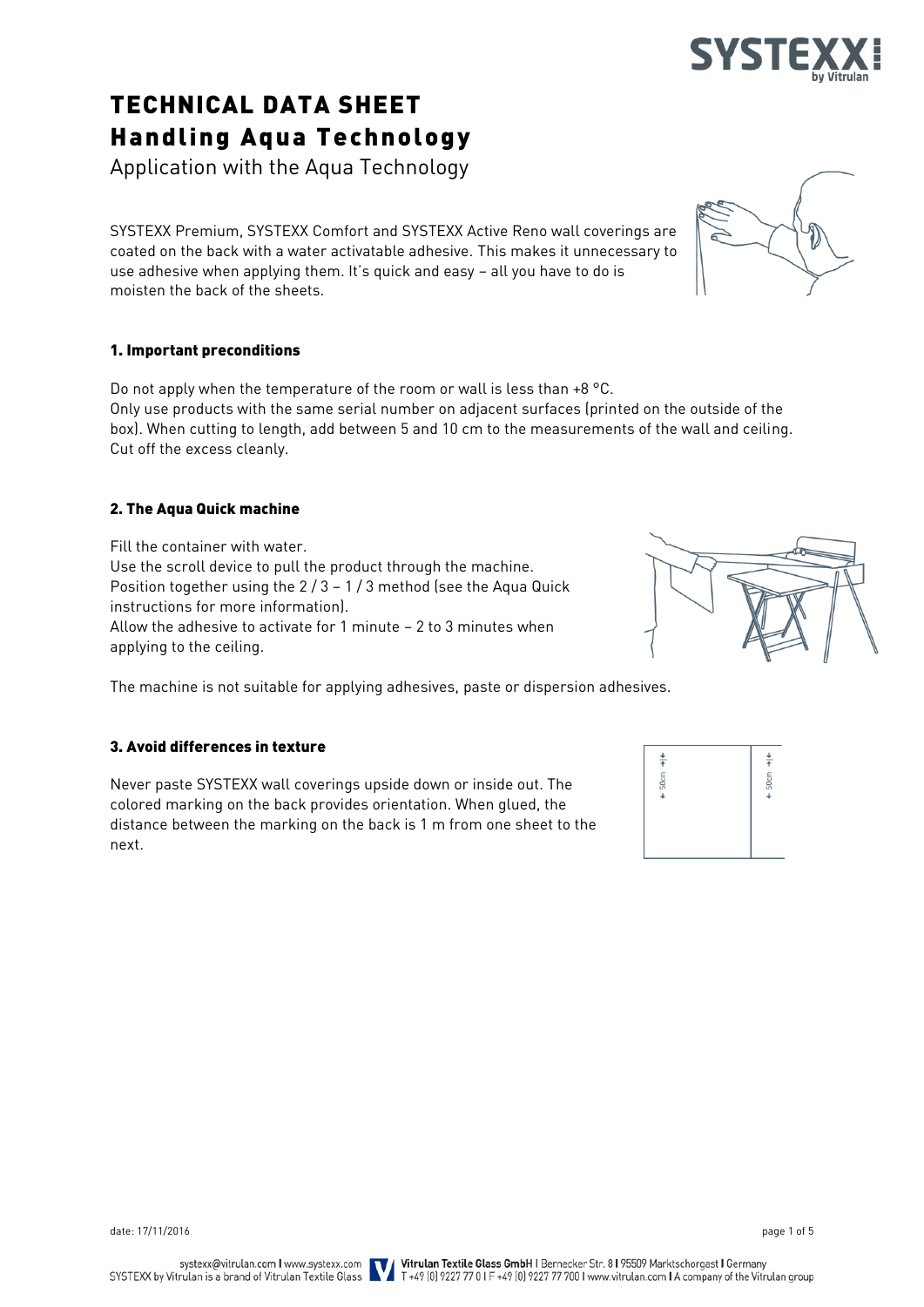# TECHNICAL DATA SHEET

## Handling Aqua Technology

Application with the Aqua Technology

SYSTEXX Premium, SYSTEXX Comfort and SYSTEXX Active Reno wall coverings are coated on the back with a water activatable adhesive. This makes it unnecessary to use adhesive when applying them. It's quick and easy – all you have to do is moisten the back of the sheets.

### 1. Important preconditions

Do not apply when the temperature of the room or wall is less than +8 °C.
Only use products with the same serial number on adjacent surfaces (printed on the outside of the box). When cutting to length, add between 5 and 10 cm to the measurements of the wall and ceiling. Cut off the excess cleanly.

### 2. The Aqua Quick machine

Fill the container with water.
Use the scroll device to pull the product through the machine.
Position together using the 2 / 3 – 1 / 3 method (see the Aqua Quick instructions for more information).
Allow the adhesive to activate for 1 minute – 2 to 3 minutes when applying to the ceiling.

The machine is not suitable for applying adhesives, paste or dispersion adhesives.

### 3. Avoid differences in texture

Never paste SYSTEXX wall coverings upside down or inside out. The colored marking on the back provides orientation. When glued, the distance between the marking on the back is 1 m from one sheet to the next.

date: 17/11/2016

systexx@vitrulan.com | www.systexx.com
SYSTEXX by Vitrulan is a brand of Vitrulan Textile Glass
Vitrulan Textile Glass GmbH | Bernecker Str. 8 | 95509 Marktschorgast | Germany
T +49 (0) 9227 77 0 | F +49 (0) 9227 77 700 | www.vitrulan.com | A company of the Vitrulan group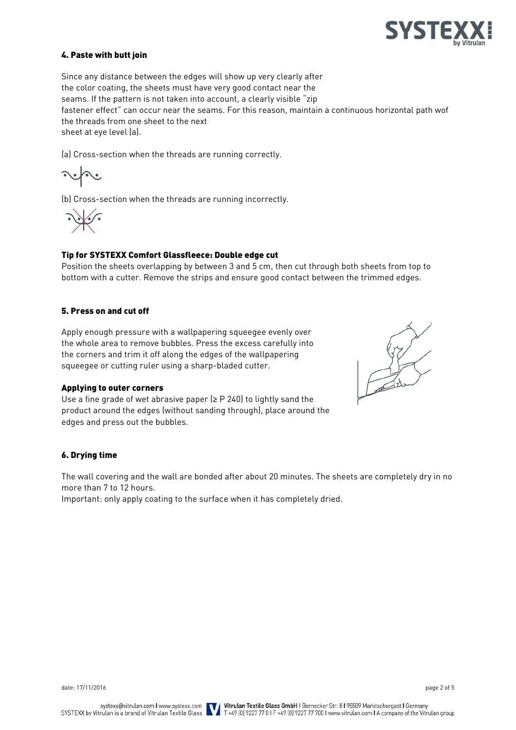## 4. Paste with butt join

Since any distance between the edges will show up very clearly after the color coating, the sheets must have very good contact near the seams. If the pattern is not taken into account, a clearly visible "zip fastener effect" can occur near the seams. For this reason, maintain a continuous horizontal path wof the threads from one sheet to the next sheet at eye level (a).

(a) Cross-section when the threads are running correctly.

(b) Cross-section when the threads are running incorrectly.

### Tip for SYSTEXX Comfort Glassfleece: Double edge cut

Position the sheets overlapping by between 3 and 5 cm, then cut through both sheets from top to bottom with a cutter. Remove the strips and ensure good contact between the trimmed edges.

## 5. Press on and cut off

Apply enough pressure with a wallpapering squeegee evenly over the whole area to remove bubbles. Press the excess carefully into the corners and trim it off along the edges of the wallpapering squeegee or cutting ruler using a sharp-bladed cutter.

### Applying to outer corners

Use a fine grade of wet abrasive paper (≥ P 240) to lightly sand the product around the edges (without sanding through), place around the edges and press out the bubbles.

## 6. Drying time

The wall covering and the wall are bonded after about 20 minutes. The sheets are completely dry in no more than 7 to 12 hours.

Important: only apply coating to the surface when it has completely dried.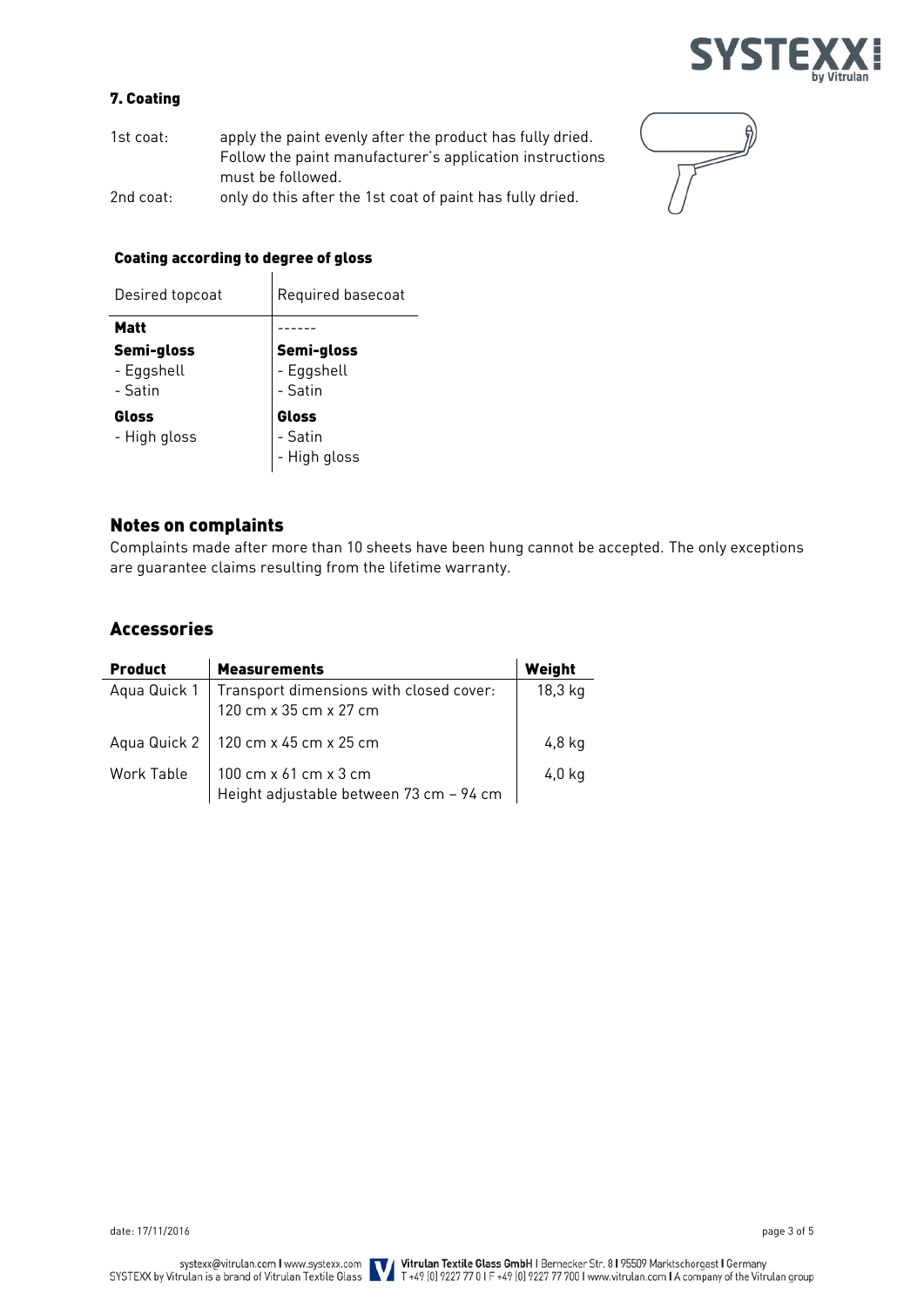## 7. Coating

1st coat: apply the paint evenly after the product has fully dried. Follow the paint manufacturer's application instructions must be followed.

2nd coat: only do this after the 1st coat of paint has fully dried.

### Coating according to degree of gloss

| Desired topcoat | Required basecoat |
|---|---|
| **Matt** | ------ |
| **Semi-gloss**<br>- Eggshell<br>- Satin | **Semi-gloss**<br>- Eggshell<br>- Satin |
| **Gloss**<br>- High gloss | **Gloss**<br>- Satin<br>- High gloss |

## Notes on complaints

Complaints made after more than 10 sheets have been hung cannot be accepted. The only exceptions are guarantee claims resulting from the lifetime warranty.

## Accessories

| **Product** | **Measurements** | **Weight** |
|---|---|---|
| Aqua Quick 1 | Transport dimensions with closed cover:<br>120 cm x 35 cm x 27 cm | 18,3 kg |
| Aqua Quick 2 | 120 cm x 45 cm x 25 cm | 4,8 kg |
| Work Table | 100 cm x 61 cm x 3 cm<br>Height adjustable between 73 cm – 94 cm | 4,0 kg |

date: 17/11/2016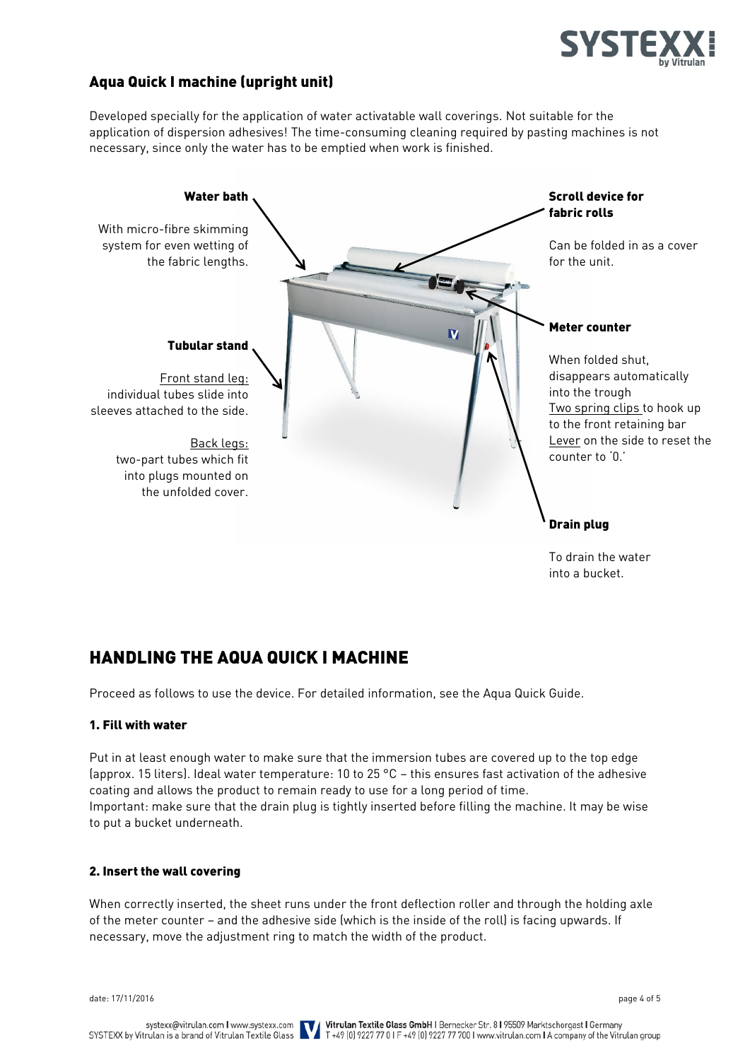## Aqua Quick I machine (upright unit)

Developed specially for the application of water activatable wall coverings. Not suitable for the application of dispersion adhesives! The time-consuming cleaning required by pasting machines is not necessary, since only the water has to be emptied when work is finished.

**Water bath**

With micro-fibre skimming system for even wetting of the fabric lengths.

**Tubular stand**

Front stand leg:
individual tubes slide into sleeves attached to the side.

Back legs:
two-part tubes which fit into plugs mounted on the unfolded cover.

**Scroll device for fabric rolls**

Can be folded in as a cover for the unit.

**Meter counter**

When folded shut, disappears automatically into the trough
Two spring clips to hook up to the front retaining bar
Lever on the side to reset the counter to '0.'

**Drain plug**

To drain the water into a bucket.

# HANDLING THE AQUA QUICK I MACHINE

Proceed as follows to use the device. For detailed information, see the Aqua Quick Guide.

### 1. Fill with water

Put in at least enough water to make sure that the immersion tubes are covered up to the top edge (approx. 15 liters). Ideal water temperature: 10 to 25 °C – this ensures fast activation of the adhesive coating and allows the product to remain ready to use for a long period of time.
Important: make sure that the drain plug is tightly inserted before filling the machine. It may be wise to put a bucket underneath.

### 2. Insert the wall covering

When correctly inserted, the sheet runs under the front deflection roller and through the holding axle of the meter counter – and the adhesive side (which is the inside of the roll) is facing upwards. If necessary, move the adjustment ring to match the width of the product.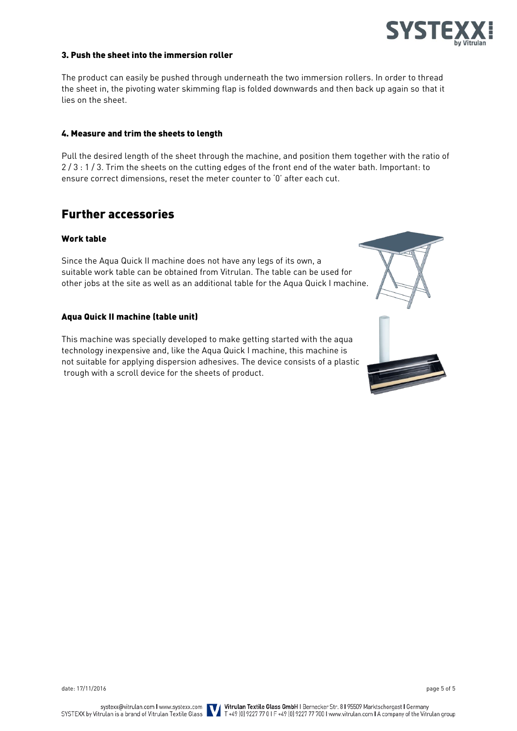### 3. Push the sheet into the immersion roller

The product can easily be pushed through underneath the two immersion rollers. In order to thread the sheet in, the pivoting water skimming flap is folded downwards and then back up again so that it lies on the sheet.

### 4. Measure and trim the sheets to length

Pull the desired length of the sheet through the machine, and position them together with the ratio of 2 / 3 : 1 / 3. Trim the sheets on the cutting edges of the front end of the water bath. Important: to ensure correct dimensions, reset the meter counter to '0' after each cut.

## Further accessories

### Work table

Since the Aqua Quick II machine does not have any legs of its own, a suitable work table can be obtained from Vitrulan. The table can be used for other jobs at the site as well as an additional table for the Aqua Quick I machine.

### Aqua Quick II machine (table unit)

This machine was specially developed to make getting started with the aqua technology inexpensive and, like the Aqua Quick I machine, this machine is not suitable for applying dispersion adhesives. The device consists of a plastic trough with a scroll device for the sheets of product.